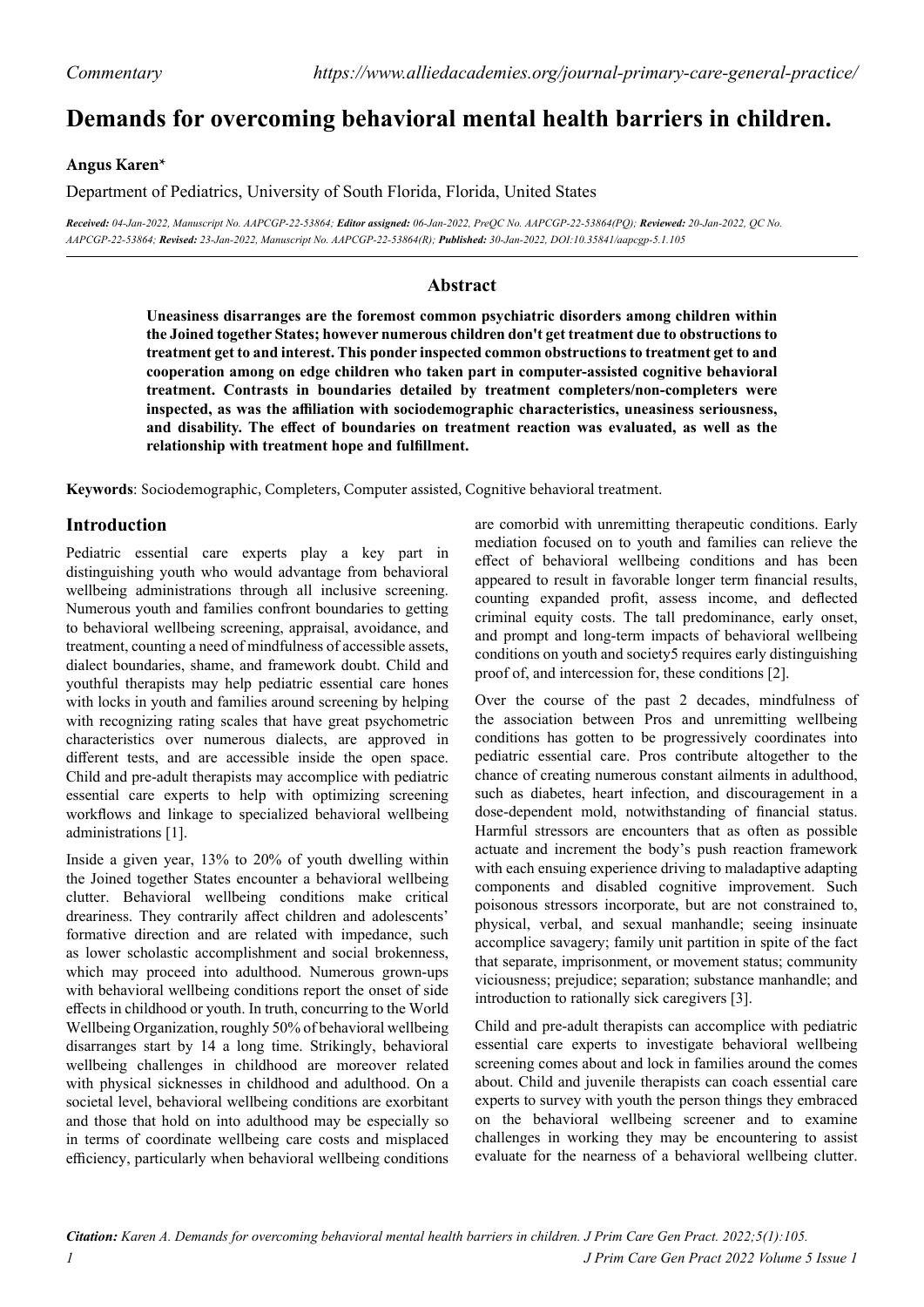# Demands for overcoming behavioral mental health barriers in children.

**Angus Karen***

Department of Pediatrics, University of South Florida, Florida, United States

***Received:*** *04-Jan-2022, Manuscript No. AAPCGP-22-53864;* ***Editor assigned:*** *06-Jan-2022, PreQC No. AAPCGP-22-53864(PQ);* ***Reviewed:*** *20-Jan-2022, QC No. AAPCGP-22-53864;* ***Revised:*** *23-Jan-2022, Manuscript No. AAPCGP-22-53864(R);* ***Published:*** *30-Jan-2022, DOI:10.35841/aapcgp-5.1.105*

## Abstract

**Uneasiness disarranges are the foremost common psychiatric disorders among children within the Joined together States; however numerous children don't get treatment due to obstructions to treatment get to and interest. This ponder inspected common obstructions to treatment get to and cooperation among on edge children who taken part in computer-assisted cognitive behavioral treatment. Contrasts in boundaries detailed by treatment completers/non-completers were inspected, as was the affiliation with sociodemographic characteristics, uneasiness seriousness, and disability. The effect of boundaries on treatment reaction was evaluated, as well as the relationship with treatment hope and fulfillment.**

**Keywords**: Sociodemographic, Completers, Computer assisted, Cognitive behavioral treatment.

## Introduction

Pediatric essential care experts play a key part in distinguishing youth who would advantage from behavioral wellbeing administrations through all inclusive screening. Numerous youth and families confront boundaries to getting to behavioral wellbeing screening, appraisal, avoidance, and treatment, counting a need of mindfulness of accessible assets, dialect boundaries, shame, and framework doubt. Child and youthful therapists may help pediatric essential care hones with locks in youth and families around screening by helping with recognizing rating scales that have great psychometric characteristics over numerous dialects, are approved in different tests, and are accessible inside the open space. Child and pre-adult therapists may accomplice with pediatric essential care experts to help with optimizing screening workflows and linkage to specialized behavioral wellbeing administrations [1].

Inside a given year, 13% to 20% of youth dwelling within the Joined together States encounter a behavioral wellbeing clutter. Behavioral wellbeing conditions make critical dreariness. They contrarily affect children and adolescents' formative direction and are related with impedance, such as lower scholastic accomplishment and social brokenness, which may proceed into adulthood. Numerous grown-ups with behavioral wellbeing conditions report the onset of side effects in childhood or youth. In truth, concurring to the World Wellbeing Organization, roughly 50% of behavioral wellbeing disarranges start by 14 a long time. Strikingly, behavioral wellbeing challenges in childhood are moreover related with physical sicknesses in childhood and adulthood. On a societal level, behavioral wellbeing conditions are exorbitant and those that hold on into adulthood may be especially so in terms of coordinate wellbeing care costs and misplaced efficiency, particularly when behavioral wellbeing conditions are comorbid with unremitting therapeutic conditions. Early mediation focused on to youth and families can relieve the effect of behavioral wellbeing conditions and has been appeared to result in favorable longer term financial results, counting expanded profit, assess income, and deflected criminal equity costs. The tall predominance, early onset, and prompt and long-term impacts of behavioral wellbeing conditions on youth and society5 requires early distinguishing proof of, and intercession for, these conditions [2].

Over the course of the past 2 decades, mindfulness of the association between Pros and unremitting wellbeing conditions has gotten to be progressively coordinates into pediatric essential care. Pros contribute altogether to the chance of creating numerous constant ailments in adulthood, such as diabetes, heart infection, and discouragement in a dose-dependent mold, notwithstanding of financial status. Harmful stressors are encounters that as often as possible actuate and increment the body's push reaction framework with each ensuing experience driving to maladaptive adapting components and disabled cognitive improvement. Such poisonous stressors incorporate, but are not constrained to, physical, verbal, and sexual manhandle; seeing insinuate accomplice savagery; family unit partition in spite of the fact that separate, imprisonment, or movement status; community viciousness; prejudice; separation; substance manhandle; and introduction to rationally sick caregivers [3].

Child and pre-adult therapists can accomplice with pediatric essential care experts to investigate behavioral wellbeing screening comes about and lock in families around the comes about. Child and juvenile therapists can coach essential care experts to survey with youth the person things they embraced on the behavioral wellbeing screener and to examine challenges in working they may be encountering to assist evaluate for the nearness of a behavioral wellbeing clutter.

***Citation:*** *Karen A. Demands for overcoming behavioral mental health barriers in children. J Prim Care Gen Pract. 2022;5(1):105.*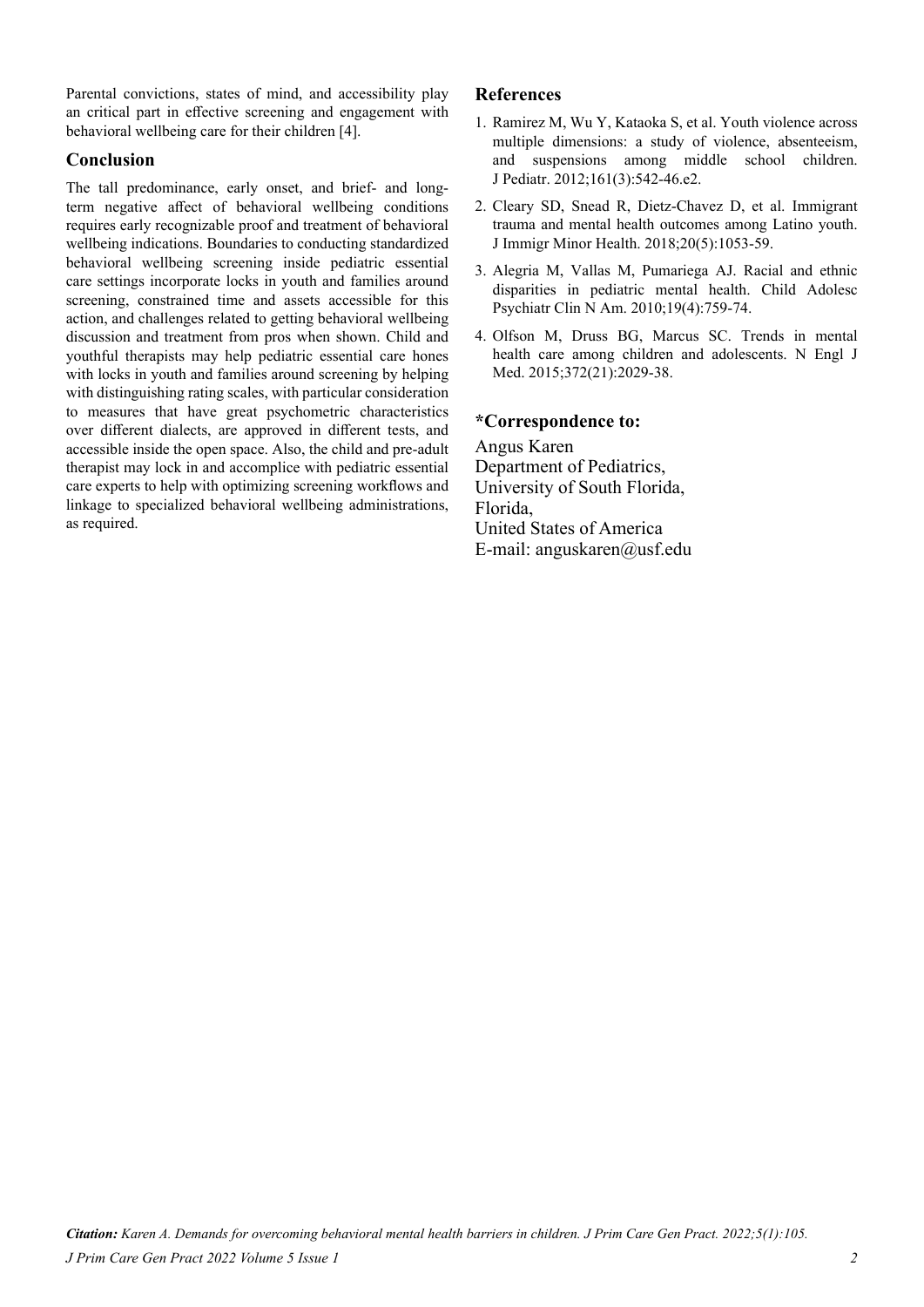Parental convictions, states of mind, and accessibility play an critical part in effective screening and engagement with behavioral wellbeing care for their children [4].

## Conclusion

The tall predominance, early onset, and brief- and long-term negative affect of behavioral wellbeing conditions requires early recognizable proof and treatment of behavioral wellbeing indications. Boundaries to conducting standardized behavioral wellbeing screening inside pediatric essential care settings incorporate locks in youth and families around screening, constrained time and assets accessible for this action, and challenges related to getting behavioral wellbeing discussion and treatment from pros when shown. Child and youthful therapists may help pediatric essential care hones with locks in youth and families around screening by helping with distinguishing rating scales, with particular consideration to measures that have great psychometric characteristics over different dialects, are approved in different tests, and accessible inside the open space. Also, the child and pre-adult therapist may lock in and accomplice with pediatric essential care experts to help with optimizing screening workflows and linkage to specialized behavioral wellbeing administrations, as required.

## References

1. Ramirez M, Wu Y, Kataoka S, et al. Youth violence across multiple dimensions: a study of violence, absenteeism, and suspensions among middle school children. J Pediatr. 2012;161(3):542-46.e2.
2. Cleary SD, Snead R, Dietz-Chavez D, et al. Immigrant trauma and mental health outcomes among Latino youth. J Immigr Minor Health. 2018;20(5):1053-59.
3. Alegria M, Vallas M, Pumariega AJ. Racial and ethnic disparities in pediatric mental health. Child Adolesc Psychiatr Clin N Am. 2010;19(4):759-74.
4. Olfson M, Druss BG, Marcus SC. Trends in mental health care among children and adolescents. N Engl J Med. 2015;372(21):2029-38.

### *Correspondence to:

Angus Karen
Department of Pediatrics,
University of South Florida,
Florida,
United States of America
E-mail: anguskaren@usf.edu

***Citation:*** *Karen A. Demands for overcoming behavioral mental health barriers in children. J Prim Care Gen Pract. 2022;5(1):105.*